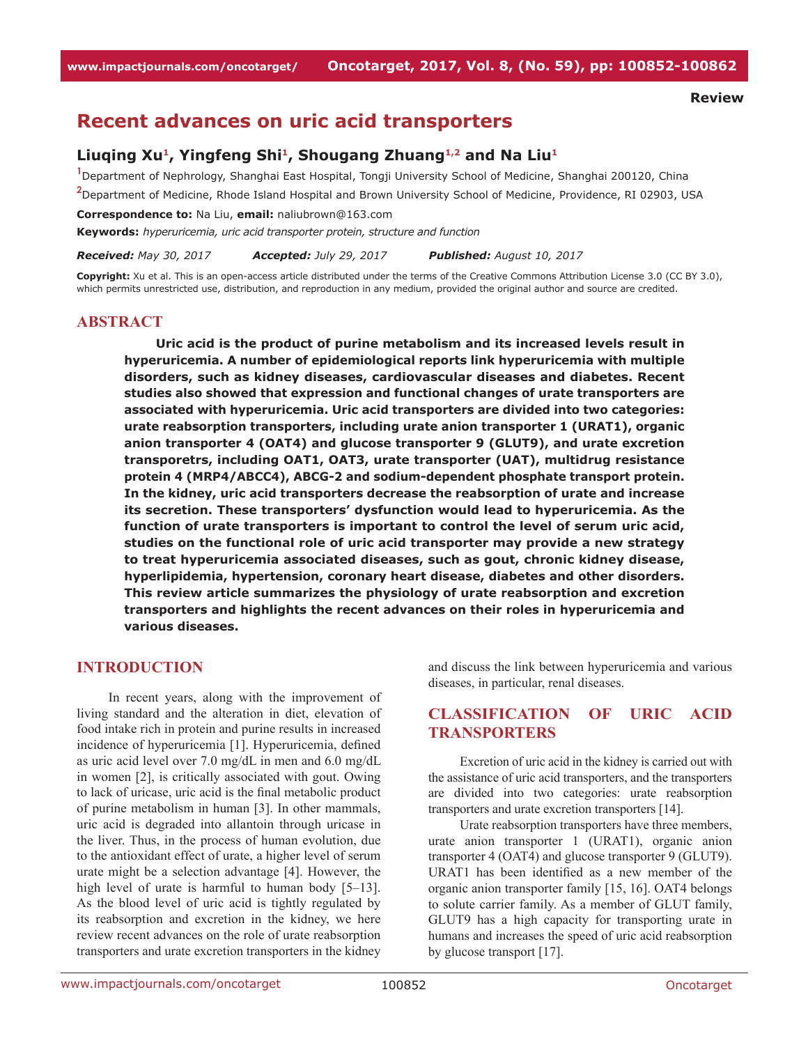Review

# Recent advances on uric acid transporters

**Liuqing Xu[1], Yingfeng Shi[1], Shougang Zhuang[1,2] and Na Liu[1]**

[1]Department of Nephrology, Shanghai East Hospital, Tongji University School of Medicine, Shanghai 200120, China

[2]Department of Medicine, Rhode Island Hospital and Brown University School of Medicine, Providence, RI 02903, USA

**Correspondence to:** Na Liu, **email:** naliubrown@163.com

**Keywords:** *hyperuricemia, uric acid transporter protein, structure and function*

***Received:*** *May 30, 2017* ***Accepted:*** *July 29, 2017* ***Published:*** *August 10, 2017*

**Copyright:** Xu et al. This is an open-access article distributed under the terms of the Creative Commons Attribution License 3.0 (CC BY 3.0), which permits unrestricted use, distribution, and reproduction in any medium, provided the original author and source are credited.

## ABSTRACT

**Uric acid is the product of purine metabolism and its increased levels result in hyperuricemia. A number of epidemiological reports link hyperuricemia with multiple disorders, such as kidney diseases, cardiovascular diseases and diabetes. Recent studies also showed that expression and functional changes of urate transporters are associated with hyperuricemia. Uric acid transporters are divided into two categories: urate reabsorption transporters, including urate anion transporter 1 (URAT1), organic anion transporter 4 (OAT4) and glucose transporter 9 (GLUT9), and urate excretion transporetrs, including OAT1, OAT3, urate transporter (UAT), multidrug resistance protein 4 (MRP4/ABCC4), ABCG-2 and sodium-dependent phosphate transport protein. In the kidney, uric acid transporters decrease the reabsorption of urate and increase its secretion. These transporters' dysfunction would lead to hyperuricemia. As the function of urate transporters is important to control the level of serum uric acid, studies on the functional role of uric acid transporter may provide a new strategy to treat hyperuricemia associated diseases, such as gout, chronic kidney disease, hyperlipidemia, hypertension, coronary heart disease, diabetes and other disorders. This review article summarizes the physiology of urate reabsorption and excretion transporters and highlights the recent advances on their roles in hyperuricemia and various diseases.**

## INTRODUCTION

In recent years, along with the improvement of living standard and the alteration in diet, elevation of food intake rich in protein and purine results in increased incidence of hyperuricemia [1]. Hyperuricemia, defined as uric acid level over 7.0 mg/dL in men and 6.0 mg/dL in women [2], is critically associated with gout. Owing to lack of uricase, uric acid is the final metabolic product of purine metabolism in human [3]. In other mammals, uric acid is degraded into allantoin through uricase in the liver. Thus, in the process of human evolution, due to the antioxidant effect of urate, a higher level of serum urate might be a selection advantage [4]. However, the high level of urate is harmful to human body [5–13]. As the blood level of uric acid is tightly regulated by its reabsorption and excretion in the kidney, we here review recent advances on the role of urate reabsorption transporters and urate excretion transporters in the kidney and discuss the link between hyperuricemia and various diseases, in particular, renal diseases.

## CLASSIFICATION OF URIC ACID TRANSPORTERS

Excretion of uric acid in the kidney is carried out with the assistance of uric acid transporters, and the transporters are divided into two categories: urate reabsorption transporters and urate excretion transporters [14].

Urate reabsorption transporters have three members, urate anion transporter 1 (URAT1), organic anion transporter 4 (OAT4) and glucose transporter 9 (GLUT9). URAT1 has been identified as a new member of the organic anion transporter family [15, 16]. OAT4 belongs to solute carrier family. As a member of GLUT family, GLUT9 has a high capacity for transporting urate in humans and increases the speed of uric acid reabsorption by glucose transport [17].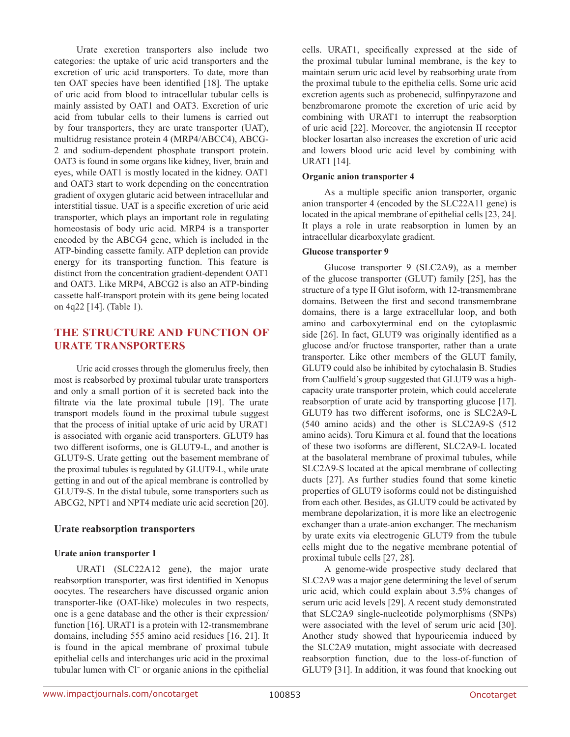Urate excretion transporters also include two categories: the uptake of uric acid transporters and the excretion of uric acid transporters. To date, more than ten OAT species have been identified [18]. The uptake of uric acid from blood to intracellular tubular cells is mainly assisted by OAT1 and OAT3. Excretion of uric acid from tubular cells to their lumens is carried out by four transporters, they are urate transporter (UAT), multidrug resistance protein 4 (MRP4/ABCC4), ABCG-2 and sodium-dependent phosphate transport protein. OAT3 is found in some organs like kidney, liver, brain and eyes, while OAT1 is mostly located in the kidney. OAT1 and OAT3 start to work depending on the concentration gradient of oxygen glutaric acid between intracellular and interstitial tissue. UAT is a specific excretion of uric acid transporter, which plays an important role in regulating homeostasis of body uric acid. MRP4 is a transporter encoded by the ABCG4 gene, which is included in the ATP-binding cassette family. ATP depletion can provide energy for its transporting function. This feature is distinct from the concentration gradient-dependent OAT1 and OAT3. Like MRP4, ABCG2 is also an ATP-binding cassette half-transport protein with its gene being located on 4q22 [14]. (Table 1).

## THE STRUCTURE AND FUNCTION OF URATE TRANSPORTERS

Uric acid crosses through the glomerulus freely, then most is reabsorbed by proximal tubular urate transporters and only a small portion of it is secreted back into the filtrate via the late proximal tubule [19]. The urate transport models found in the proximal tubule suggest that the process of initial uptake of uric acid by URAT1 is associated with organic acid transporters. GLUT9 has two different isoforms, one is GLUT9-L, and another is GLUT9-S. Urate getting out the basement membrane of the proximal tubules is regulated by GLUT9-L, while urate getting in and out of the apical membrane is controlled by GLUT9-S. In the distal tubule, some transporters such as ABCG2, NPT1 and NPT4 mediate uric acid secretion [20].

### Urate reabsorption transporters

#### Urate anion transporter 1

URAT1 (SLC22A12 gene), the major urate reabsorption transporter, was first identified in Xenopus oocytes. The researchers have discussed organic anion transporter-like (OAT-like) molecules in two respects, one is a gene database and the other is their expression/function [16]. URAT1 is a protein with 12-transmembrane domains, including 555 amino acid residues [16, 21]. It is found in the apical membrane of proximal tubule epithelial cells and interchanges uric acid in the proximal tubular lumen with $Cl^-$ or organic anions in the epithelial cells. URAT1, specifically expressed at the side of the proximal tubular luminal membrane, is the key to maintain serum uric acid level by reabsorbing urate from the proximal tubule to the epithelia cells. Some uric acid excretion agents such as probenecid, sulfinpyrazone and benzbromarone promote the excretion of uric acid by combining with URAT1 to interrupt the reabsorption of uric acid [22]. Moreover, the angiotensin II receptor blocker losartan also increases the excretion of uric acid and lowers blood uric acid level by combining with URAT1 [14].

#### Organic anion transporter 4

As a multiple specific anion transporter, organic anion transporter 4 (encoded by the SLC22A11 gene) is located in the apical membrane of epithelial cells [23, 24]. It plays a role in urate reabsorption in lumen by an intracellular dicarboxylate gradient.

#### Glucose transporter 9

Glucose transporter 9 (SLC2A9), as a member of the glucose transporter (GLUT) family [25], has the structure of a type II Glut isoform, with 12-transmembrane domains. Between the first and second transmembrane domains, there is a large extracellular loop, and both amino and carboxyterminal end on the cytoplasmic side [26]. In fact, GLUT9 was originally identified as a glucose and/or fructose transporter, rather than a urate transporter. Like other members of the GLUT family, GLUT9 could also be inhibited by cytochalasin B. Studies from Caulfield's group suggested that GLUT9 was a high-capacity urate transporter protein, which could accelerate reabsorption of urate acid by transporting glucose [17]. GLUT9 has two different isoforms, one is SLC2A9-L (540 amino acids) and the other is SLC2A9-S (512 amino acids). Toru Kimura et al. found that the locations of these two isoforms are different, SLC2A9-L located at the basolateral membrane of proximal tubules, while SLC2A9-S located at the apical membrane of collecting ducts [27]. As further studies found that some kinetic properties of GLUT9 isoforms could not be distinguished from each other. Besides, as GLUT9 could be activated by membrane depolarization, it is more like an electrogenic exchanger than a urate-anion exchanger. The mechanism by urate exits via electrogenic GLUT9 from the tubule cells might due to the negative membrane potential of proximal tubule cells [27, 28].

A genome-wide prospective study declared that SLC2A9 was a major gene determining the level of serum uric acid, which could explain about 3.5% changes of serum uric acid levels [29]. A recent study demonstrated that SLC2A9 single-nucleotide polymorphisms (SNPs) were associated with the level of serum uric acid [30]. Another study showed that hypouricemia induced by the SLC2A9 mutation, might associate with decreased reabsorption function, due to the loss-of-function of GLUT9 [31]. In addition, it was found that knocking out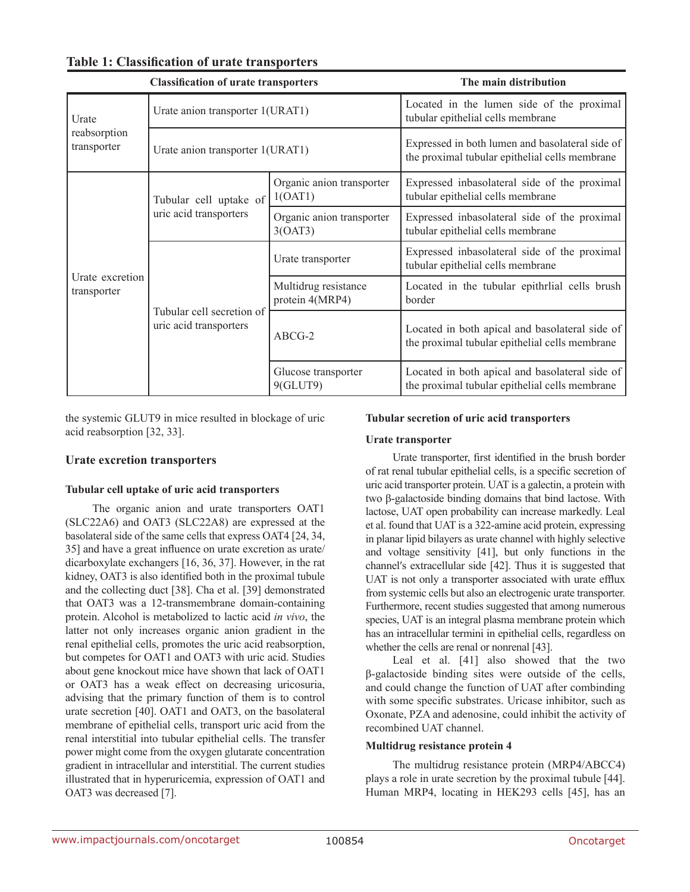**Table 1: Classification of urate transporters**

| Classification of urate transporters | | | The main distribution |
|---|---|---|---|
| Urate reabsorption transporter | Urate anion transporter 1(URAT1) | | Located in the lumen side of the proximal tubular epithelial cells membrane |
| | Urate anion transporter 1(URAT1) | | Expressed in both lumen and basolateral side of the proximal tubular epithelial cells membrane |
| Urate excretion transporter | Tubular cell uptake of uric acid transporters | Organic anion transporter 1(OAT1) | Expressed inbasolateral side of the proximal tubular epithelial cells membrane |
| | | Organic anion transporter 3(OAT3) | Expressed inbasolateral side of the proximal tubular epithelial cells membrane |
| | Tubular cell secretion of uric acid transporters | Urate transporter | Expressed inbasolateral side of the proximal tubular epithelial cells membrane |
| | | Multidrug resistance protein 4(MRP4) | Located in the tubular epithrlial cells brush border |
| | | ABCG-2 | Located in both apical and basolateral side of the proximal tubular epithelial cells membrane |
| | | Glucose transporter 9(GLUT9) | Located in both apical and basolateral side of the proximal tubular epithelial cells membrane |

the systemic GLUT9 in mice resulted in blockage of uric acid reabsorption [32, 33].

### Urate excretion transporters

#### Tubular cell uptake of uric acid transporters

The organic anion and urate transporters OAT1 (SLC22A6) and OAT3 (SLC22A8) are expressed at the basolateral side of the same cells that express OAT4 [24, 34, 35] and have a great influence on urate excretion as urate/dicarboxylate exchangers [16, 36, 37]. However, in the rat kidney, OAT3 is also identified both in the proximal tubule and the collecting duct [38]. Cha et al. [39] demonstrated that OAT3 was a 12-transmembrane domain-containing protein. Alcohol is metabolized to lactic acid *in vivo*, the latter not only increases organic anion gradient in the renal epithelial cells, promotes the uric acid reabsorption, but competes for OAT1 and OAT3 with uric acid. Studies about gene knockout mice have shown that lack of OAT1 or OAT3 has a weak effect on decreasing uricosuria, advising that the primary function of them is to control urate secretion [40]. OAT1 and OAT3, on the basolateral membrane of epithelial cells, transport uric acid from the renal interstitial into tubular epithelial cells. The transfer power might come from the oxygen glutarate concentration gradient in intracellular and interstitial. The current studies illustrated that in hyperuricemia, expression of OAT1 and OAT3 was decreased [7].

#### Tubular secretion of uric acid transporters

**Urate transporter**

Urate transporter, first identified in the brush border of rat renal tubular epithelial cells, is a specific secretion of uric acid transporter protein. UAT is a galectin, a protein with two β-galactoside binding domains that bind lactose. With lactose, UAT open probability can increase markedly. Leal et al. found that UAT is a 322-amine acid protein, expressing in planar lipid bilayers as urate channel with highly selective and voltage sensitivity [41], but only functions in the channel′s extracellular side [42]. Thus it is suggested that UAT is not only a transporter associated with urate efflux from systemic cells but also an electrogenic urate transporter. Furthermore, recent studies suggested that among numerous species, UAT is an integral plasma membrane protein which has an intracellular termini in epithelial cells, regardless on whether the cells are renal or nonrenal [43].

Leal et al. [41] also showed that the two β-galactoside binding sites were outside of the cells, and could change the function of UAT after combinding with some specific substrates. Uricase inhibitor, such as Oxonate, PZA and adenosine, could inhibit the activity of recombined UAT channel.

**Multidrug resistance protein 4**

The multidrug resistance protein (MRP4/ABCC4) plays a role in urate secretion by the proximal tubule [44]. Human MRP4, locating in HEK293 cells [45], has an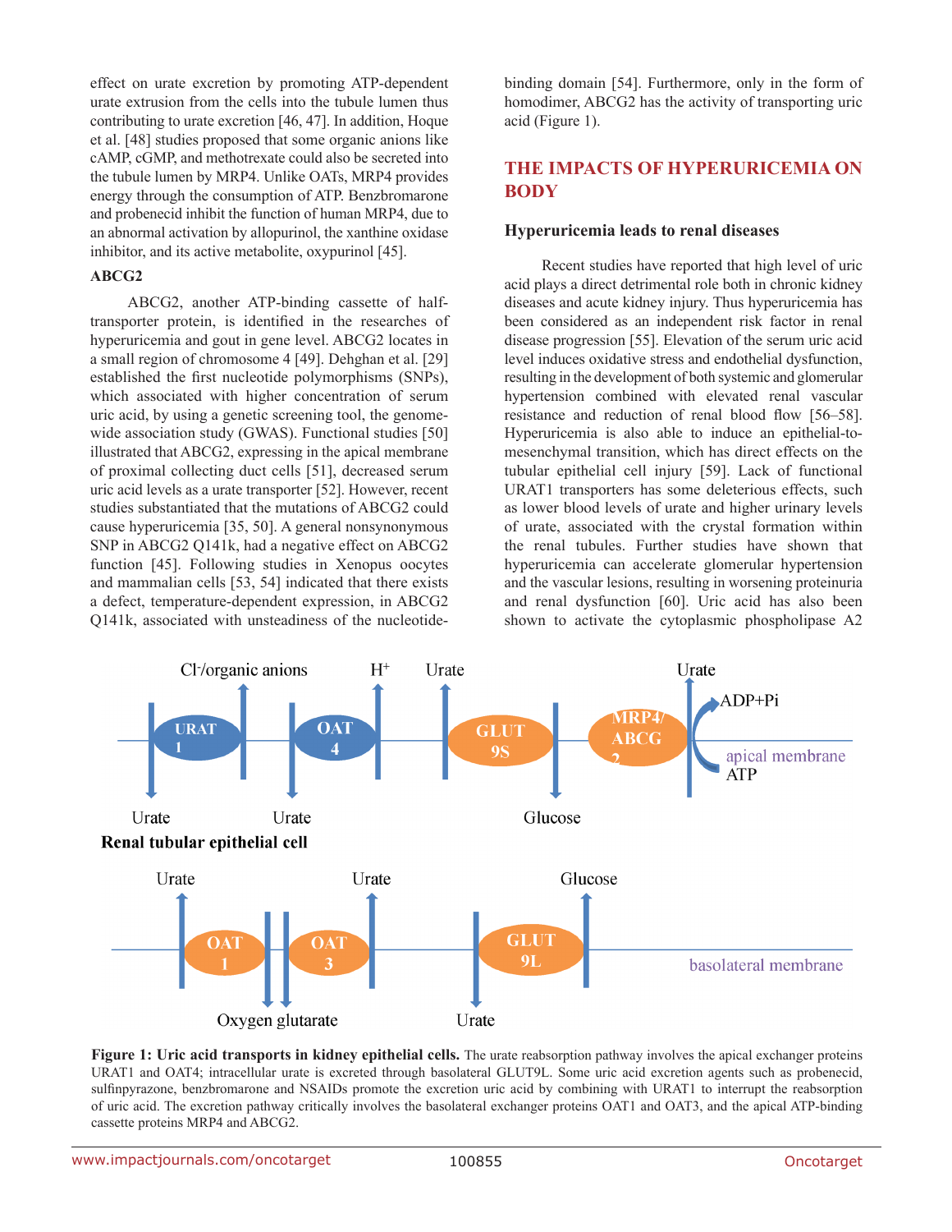effect on urate excretion by promoting ATP-dependent urate extrusion from the cells into the tubule lumen thus contributing to urate excretion [46, 47]. In addition, Hoque et al. [48] studies proposed that some organic anions like cAMP, cGMP, and methotrexate could also be secreted into the tubule lumen by MRP4. Unlike OATs, MRP4 provides energy through the consumption of ATP. Benzbromarone and probenecid inhibit the function of human MRP4, due to an abnormal activation by allopurinol, the xanthine oxidase inhibitor, and its active metabolite, oxypurinol [45].

**ABCG2**

ABCG2, another ATP-binding cassette of half-transporter protein, is identified in the researches of hyperuricemia and gout in gene level. ABCG2 locates in a small region of chromosome 4 [49]. Dehghan et al. [29] established the first nucleotide polymorphisms (SNPs), which associated with higher concentration of serum uric acid, by using a genetic screening tool, the genome-wide association study (GWAS). Functional studies [50] illustrated that ABCG2, expressing in the apical membrane of proximal collecting duct cells [51], decreased serum uric acid levels as a urate transporter [52]. However, recent studies substantiated that the mutations of ABCG2 could cause hyperuricemia [35, 50]. A general nonsynonymous SNP in ABCG2 Q141k, had a negative effect on ABCG2 function [45]. Following studies in Xenopus oocytes and mammalian cells [53, 54] indicated that there exists a defect, temperature-dependent expression, in ABCG2 Q141k, associated with unsteadiness of the nucleotide-binding domain [54]. Furthermore, only in the form of homodimer, ABCG2 has the activity of transporting uric acid (Figure 1).

## THE IMPACTS OF HYPERURICEMIA ON BODY

### Hyperuricemia leads to renal diseases

Recent studies have reported that high level of uric acid plays a direct detrimental role both in chronic kidney diseases and acute kidney injury. Thus hyperuricemia has been considered as an independent risk factor in renal disease progression [55]. Elevation of the serum uric acid level induces oxidative stress and endothelial dysfunction, resulting in the development of both systemic and glomerular hypertension combined with elevated renal vascular resistance and reduction of renal blood flow [56–58]. Hyperuricemia is also able to induce an epithelial-to-mesenchymal transition, which has direct effects on the tubular epithelial cell injury [59]. Lack of functional URAT1 transporters has some deleterious effects, such as lower blood levels of urate and higher urinary levels of urate, associated with the crystal formation within the renal tubules. Further studies have shown that hyperuricemia can accelerate glomerular hypertension and the vascular lesions, resulting in worsening proteinuria and renal dysfunction [60]. Uric acid has also been shown to activate the cytoplasmic phospholipase A2

**Figure 1: Uric acid transports in kidney epithelial cells.** The urate reabsorption pathway involves the apical exchanger proteins URAT1 and OAT4; intracellular urate is excreted through basolateral GLUT9L. Some uric acid excretion agents such as probenecid, sulfinpyrazone, benzbromarone and NSAIDs promote the excretion uric acid by combining with URAT1 to interrupt the reabsorption of uric acid. The excretion pathway critically involves the basolateral exchanger proteins OAT1 and OAT3, and the apical ATP-binding cassette proteins MRP4 and ABCG2.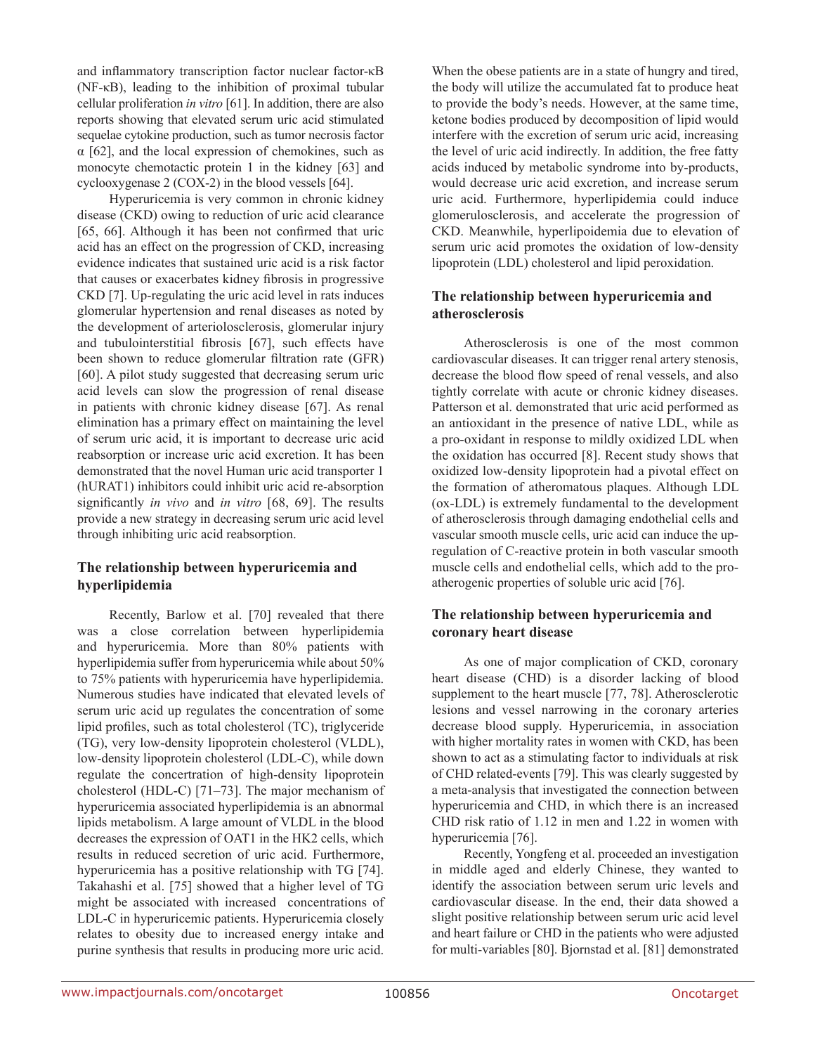and inflammatory transcription factor nuclear factor-κB (NF-κB), leading to the inhibition of proximal tubular cellular proliferation *in vitro* [61]. In addition, there are also reports showing that elevated serum uric acid stimulated sequelae cytokine production, such as tumor necrosis factor α [62], and the local expression of chemokines, such as monocyte chemotactic protein 1 in the kidney [63] and cyclooxygenase 2 (COX-2) in the blood vessels [64].

Hyperuricemia is very common in chronic kidney disease (CKD) owing to reduction of uric acid clearance [65, 66]. Although it has been not confirmed that uric acid has an effect on the progression of CKD, increasing evidence indicates that sustained uric acid is a risk factor that causes or exacerbates kidney fibrosis in progressive CKD [7]. Up-regulating the uric acid level in rats induces glomerular hypertension and renal diseases as noted by the development of arteriolosclerosis, glomerular injury and tubulointerstitial fibrosis [67], such effects have been shown to reduce glomerular filtration rate (GFR) [60]. A pilot study suggested that decreasing serum uric acid levels can slow the progression of renal disease in patients with chronic kidney disease [67]. As renal elimination has a primary effect on maintaining the level of serum uric acid, it is important to decrease uric acid reabsorption or increase uric acid excretion. It has been demonstrated that the novel Human uric acid transporter 1 (hURAT1) inhibitors could inhibit uric acid re-absorption significantly *in vivo* and *in vitro* [68, 69]. The results provide a new strategy in decreasing serum uric acid level through inhibiting uric acid reabsorption.

## The relationship between hyperuricemia and hyperlipidemia

Recently, Barlow et al. [70] revealed that there was a close correlation between hyperlipidemia and hyperuricemia. More than 80% patients with hyperlipidemia suffer from hyperuricemia while about 50% to 75% patients with hyperuricemia have hyperlipidemia. Numerous studies have indicated that elevated levels of serum uric acid up regulates the concentration of some lipid profiles, such as total cholesterol (TC), triglyceride (TG), very low-density lipoprotein cholesterol (VLDL), low-density lipoprotein cholesterol (LDL-C), while down regulate the concertration of high-density lipoprotein cholesterol (HDL-C) [71–73]. The major mechanism of hyperuricemia associated hyperlipidemia is an abnormal lipids metabolism. A large amount of VLDL in the blood decreases the expression of OAT1 in the HK2 cells, which results in reduced secretion of uric acid. Furthermore, hyperuricemia has a positive relationship with TG [74]. Takahashi et al. [75] showed that a higher level of TG might be associated with increased concentrations of LDL-C in hyperuricemic patients. Hyperuricemia closely relates to obesity due to increased energy intake and purine synthesis that results in producing more uric acid. When the obese patients are in a state of hungry and tired, the body will utilize the accumulated fat to produce heat to provide the body's needs. However, at the same time, ketone bodies produced by decomposition of lipid would interfere with the excretion of serum uric acid, increasing the level of uric acid indirectly. In addition, the free fatty acids induced by metabolic syndrome into by-products, would decrease uric acid excretion, and increase serum uric acid. Furthermore, hyperlipidemia could induce glomerulosclerosis, and accelerate the progression of CKD. Meanwhile, hyperlipoidemia due to elevation of serum uric acid promotes the oxidation of low-density lipoprotein (LDL) cholesterol and lipid peroxidation.

## The relationship between hyperuricemia and atherosclerosis

Atherosclerosis is one of the most common cardiovascular diseases. It can trigger renal artery stenosis, decrease the blood flow speed of renal vessels, and also tightly correlate with acute or chronic kidney diseases. Patterson et al. demonstrated that uric acid performed as an antioxidant in the presence of native LDL, while as a pro-oxidant in response to mildly oxidized LDL when the oxidation has occurred [8]. Recent study shows that oxidized low-density lipoprotein had a pivotal effect on the formation of atheromatous plaques. Although LDL (ox-LDL) is extremely fundamental to the development of atherosclerosis through damaging endothelial cells and vascular smooth muscle cells, uric acid can induce the up-regulation of C-reactive protein in both vascular smooth muscle cells and endothelial cells, which add to the pro-atherogenic properties of soluble uric acid [76].

## The relationship between hyperuricemia and coronary heart disease

As one of major complication of CKD, coronary heart disease (CHD) is a disorder lacking of blood supplement to the heart muscle [77, 78]. Atherosclerotic lesions and vessel narrowing in the coronary arteries decrease blood supply. Hyperuricemia, in association with higher mortality rates in women with CKD, has been shown to act as a stimulating factor to individuals at risk of CHD related-events [79]. This was clearly suggested by a meta-analysis that investigated the connection between hyperuricemia and CHD, in which there is an increased CHD risk ratio of 1.12 in men and 1.22 in women with hyperuricemia [76].

Recently, Yongfeng et al. proceeded an investigation in middle aged and elderly Chinese, they wanted to identify the association between serum uric levels and cardiovascular disease. In the end, their data showed a slight positive relationship between serum uric acid level and heart failure or CHD in the patients who were adjusted for multi-variables [80]. Bjornstad et al. [81] demonstrated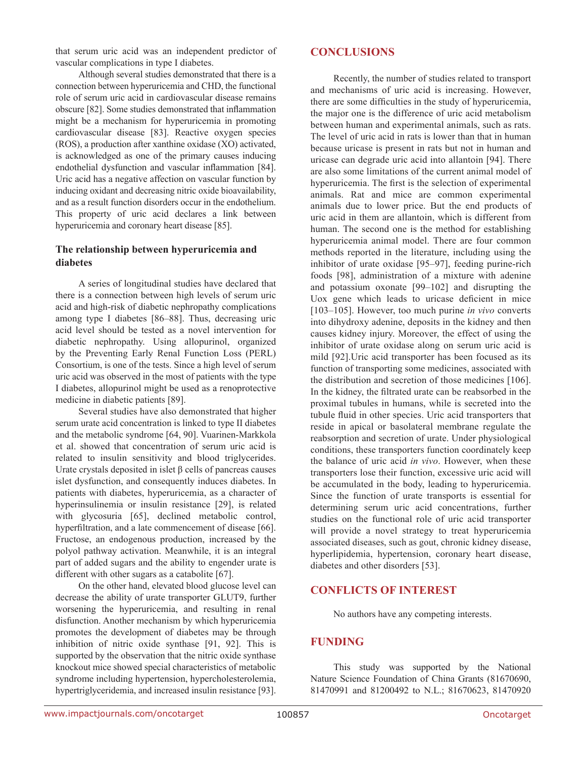that serum uric acid was an independent predictor of vascular complications in type I diabetes.

Although several studies demonstrated that there is a connection between hyperuricemia and CHD, the functional role of serum uric acid in cardiovascular disease remains obscure [82]. Some studies demonstrated that inflammation might be a mechanism for hyperuricemia in promoting cardiovascular disease [83]. Reactive oxygen species (ROS), a production after xanthine oxidase (XO) activated, is acknowledged as one of the primary causes inducing endothelial dysfunction and vascular inflammation [84]. Uric acid has a negative affection on vascular function by inducing oxidant and decreasing nitric oxide bioavailability, and as a result function disorders occur in the endothelium. This property of uric acid declares a link between hyperuricemia and coronary heart disease [85].

### The relationship between hyperuricemia and diabetes

A series of longitudinal studies have declared that there is a connection between high levels of serum uric acid and high-risk of diabetic nephropathy complications among type I diabetes [86–88]. Thus, decreasing uric acid level should be tested as a novel intervention for diabetic nephropathy. Using allopurinol, organized by the Preventing Early Renal Function Loss (PERL) Consortium, is one of the tests. Since a high level of serum uric acid was observed in the most of patients with the type I diabetes, allopurinol might be used as a renoprotective medicine in diabetic patients [89].

Several studies have also demonstrated that higher serum urate acid concentration is linked to type II diabetes and the metabolic syndrome [64, 90]. Vuarinen-Markkola et al. showed that concentration of serum uric acid is related to insulin sensitivity and blood triglycerides. Urate crystals deposited in islet β cells of pancreas causes islet dysfunction, and consequently induces diabetes. In patients with diabetes, hyperuricemia, as a character of hyperinsulinemia or insulin resistance [29], is related with glycosuria [65], declined metabolic control, hyperfiltration, and a late commencement of disease [66]. Fructose, an endogenous production, increased by the polyol pathway activation. Meanwhile, it is an integral part of added sugars and the ability to engender urate is different with other sugars as a catabolite [67].

On the other hand, elevated blood glucose level can decrease the ability of urate transporter GLUT9, further worsening the hyperuricemia, and resulting in renal disfunction. Another mechanism by which hyperuricemia promotes the development of diabetes may be through inhibition of nitric oxide synthase [91, 92]. This is supported by the observation that the nitric oxide synthase knockout mice showed special characteristics of metabolic syndrome including hypertension, hypercholesterolemia, hypertriglyceridemia, and increased insulin resistance [93].

## CONCLUSIONS

Recently, the number of studies related to transport and mechanisms of uric acid is increasing. However, there are some difficulties in the study of hyperuricemia, the major one is the difference of uric acid metabolism between human and experimental animals, such as rats. The level of uric acid in rats is lower than that in human because uricase is present in rats but not in human and uricase can degrade uric acid into allantoin [94]. There are also some limitations of the current animal model of hyperuricemia. The first is the selection of experimental animals. Rat and mice are common experimental animals due to lower price. But the end products of uric acid in them are allantoin, which is different from human. The second one is the method for establishing hyperuricemia animal model. There are four common methods reported in the literature, including using the inhibitor of urate oxidase [95–97], feeding purine-rich foods [98], administration of a mixture with adenine and potassium oxonate [99–102] and disrupting the Uox gene which leads to uricase deficient in mice [103–105]. However, too much purine *in vivo* converts into dihydroxy adenine, deposits in the kidney and then causes kidney injury. Moreover, the effect of using the inhibitor of urate oxidase along on serum uric acid is mild [92].Uric acid transporter has been focused as its function of transporting some medicines, associated with the distribution and secretion of those medicines [106]. In the kidney, the filtrated urate can be reabsorbed in the proximal tubules in humans, while is secreted into the tubule fluid in other species. Uric acid transporters that reside in apical or basolateral membrane regulate the reabsorption and secretion of urate. Under physiological conditions, these transporters function coordinately keep the balance of uric acid *in vivo*. However, when these transporters lose their function, excessive uric acid will be accumulated in the body, leading to hyperuricemia. Since the function of urate transports is essential for determining serum uric acid concentrations, further studies on the functional role of uric acid transporter will provide a novel strategy to treat hyperuricemia associated diseases, such as gout, chronic kidney disease, hyperlipidemia, hypertension, coronary heart disease, diabetes and other disorders [53].

## CONFLICTS OF INTEREST

No authors have any competing interests.

## FUNDING

This study was supported by the National Nature Science Foundation of China Grants (81670690, 81470991 and 81200492 to N.L.; 81670623, 81470920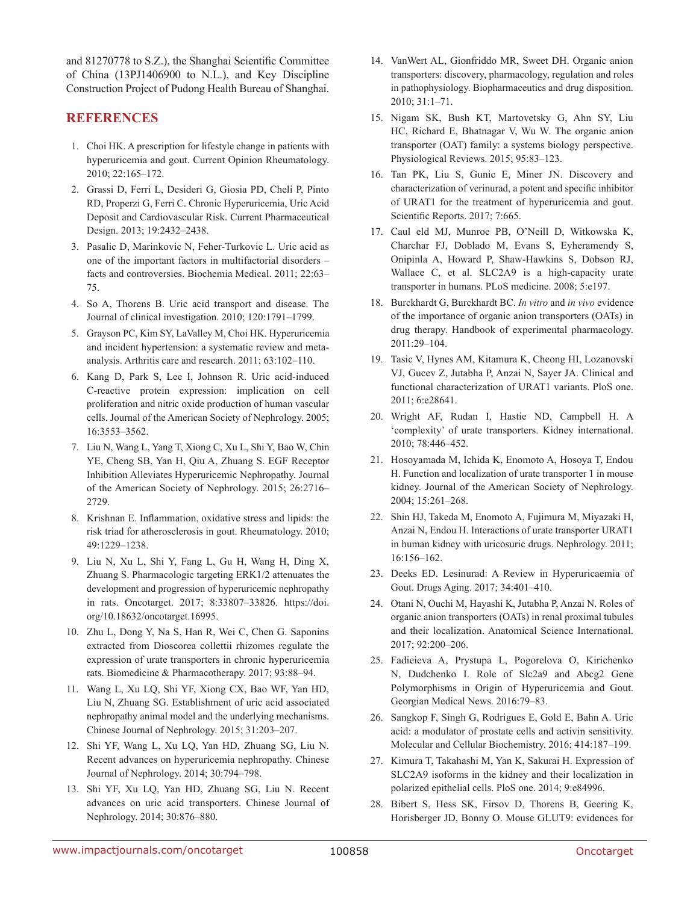and 81270778 to S.Z.), the Shanghai Scientific Committee of China (13PJ1406900 to N.L.), and Key Discipline Construction Project of Pudong Health Bureau of Shanghai.

## REFERENCES

1. Choi HK. A prescription for lifestyle change in patients with hyperuricemia and gout. Current Opinion Rheumatology. 2010; 22:165–172.
2. Grassi D, Ferri L, Desideri G, Giosia PD, Cheli P, Pinto RD, Properzi G, Ferri C. Chronic Hyperuricemia, Uric Acid Deposit and Cardiovascular Risk. Current Pharmaceutical Design. 2013; 19:2432–2438.
3. Pasalic D, Marinkovic N, Feher-Turkovic L. Uric acid as one of the important factors in multifactorial disorders – facts and controversies. Biochemia Medical. 2011; 22:63–75.
4. So A, Thorens B. Uric acid transport and disease. The Journal of clinical investigation. 2010; 120:1791–1799.
5. Grayson PC, Kim SY, LaValley M, Choi HK. Hyperuricemia and incident hypertension: a systematic review and meta-analysis. Arthritis care and research. 2011; 63:102–110.
6. Kang D, Park S, Lee I, Johnson R. Uric acid-induced C-reactive protein expression: implication on cell proliferation and nitric oxide production of human vascular cells. Journal of the American Society of Nephrology. 2005; 16:3553–3562.
7. Liu N, Wang L, Yang T, Xiong C, Xu L, Shi Y, Bao W, Chin YE, Cheng SB, Yan H, Qiu A, Zhuang S. EGF Receptor Inhibition Alleviates Hyperuricemic Nephropathy. Journal of the American Society of Nephrology. 2015; 26:2716–2729.
8. Krishnan E. Inflammation, oxidative stress and lipids: the risk triad for atherosclerosis in gout. Rheumatology. 2010; 49:1229–1238.
9. Liu N, Xu L, Shi Y, Fang L, Gu H, Wang H, Ding X, Zhuang S. Pharmacologic targeting ERK1/2 attenuates the development and progression of hyperuricemic nephropathy in rats. Oncotarget. 2017; 8:33807–33826. https://doi.org/10.18632/oncotarget.16995.
10. Zhu L, Dong Y, Na S, Han R, Wei C, Chen G. Saponins extracted from Dioscorea collettii rhizomes regulate the expression of urate transporters in chronic hyperuricemia rats. Biomedicine & Pharmacotherapy. 2017; 93:88–94.
11. Wang L, Xu LQ, Shi YF, Xiong CX, Bao WF, Yan HD, Liu N, Zhuang SG. Establishment of uric acid associated nephropathy animal model and the underlying mechanisms. Chinese Journal of Nephrology. 2015; 31:203–207.
12. Shi YF, Wang L, Xu LQ, Yan HD, Zhuang SG, Liu N. Recent advances on hyperuricemia nephropathy. Chinese Journal of Nephrology. 2014; 30:794–798.
13. Shi YF, Xu LQ, Yan HD, Zhuang SG, Liu N. Recent advances on uric acid transporters. Chinese Journal of Nephrology. 2014; 30:876–880.
14. VanWert AL, Gionfriddo MR, Sweet DH. Organic anion transporters: discovery, pharmacology, regulation and roles in pathophysiology. Biopharmaceutics and drug disposition. 2010; 31:1–71.
15. Nigam SK, Bush KT, Martovetsky G, Ahn SY, Liu HC, Richard E, Bhatnagar V, Wu W. The organic anion transporter (OAT) family: a systems biology perspective. Physiological Reviews. 2015; 95:83–123.
16. Tan PK, Liu S, Gunic E, Miner JN. Discovery and characterization of verinurad, a potent and specific inhibitor of URAT1 for the treatment of hyperuricemia and gout. Scientific Reports. 2017; 7:665.
17. Caul eld MJ, Munroe PB, O'Neill D, Witkowska K, Charchar FJ, Doblado M, Evans S, Eyheramendy S, Onipinla A, Howard P, Shaw-Hawkins S, Dobson RJ, Wallace C, et al. SLC2A9 is a high-capacity urate transporter in humans. PLoS medicine. 2008; 5:e197.
18. Burckhardt G, Burckhardt BC. *In vitro* and *in vivo* evidence of the importance of organic anion transporters (OATs) in drug therapy. Handbook of experimental pharmacology. 2011:29–104.
19. Tasic V, Hynes AM, Kitamura K, Cheong HI, Lozanovski VJ, Gucev Z, Jutabha P, Anzai N, Sayer JA. Clinical and functional characterization of URAT1 variants. PloS one. 2011; 6:e28641.
20. Wright AF, Rudan I, Hastie ND, Campbell H. A 'complexity' of urate transporters. Kidney international. 2010; 78:446–452.
21. Hosoyamada M, Ichida K, Enomoto A, Hosoya T, Endou H. Function and localization of urate transporter 1 in mouse kidney. Journal of the American Society of Nephrology. 2004; 15:261–268.
22. Shin HJ, Takeda M, Enomoto A, Fujimura M, Miyazaki H, Anzai N, Endou H. Interactions of urate transporter URAT1 in human kidney with uricosuric drugs. Nephrology. 2011; 16:156–162.
23. Deeks ED. Lesinurad: A Review in Hyperuricaemia of Gout. Drugs Aging. 2017; 34:401–410.
24. Otani N, Ouchi M, Hayashi K, Jutabha P, Anzai N. Roles of organic anion transporters (OATs) in renal proximal tubules and their localization. Anatomical Science International. 2017; 92:200–206.
25. Fadieieva A, Prystupa L, Pogorelova O, Kirichenko N, Dudchenko I. Role of Slc2a9 and Abcg2 Gene Polymorphisms in Origin of Hyperuricemia and Gout. Georgian Medical News. 2016:79–83.
26. Sangkop F, Singh G, Rodrigues E, Gold E, Bahn A. Uric acid: a modulator of prostate cells and activin sensitivity. Molecular and Cellular Biochemistry. 2016; 414:187–199.
27. Kimura T, Takahashi M, Yan K, Sakurai H. Expression of SLC2A9 isoforms in the kidney and their localization in polarized epithelial cells. PloS one. 2014; 9:e84996.
28. Bibert S, Hess SK, Firsov D, Thorens B, Geering K, Horisberger JD, Bonny O. Mouse GLUT9: evidences for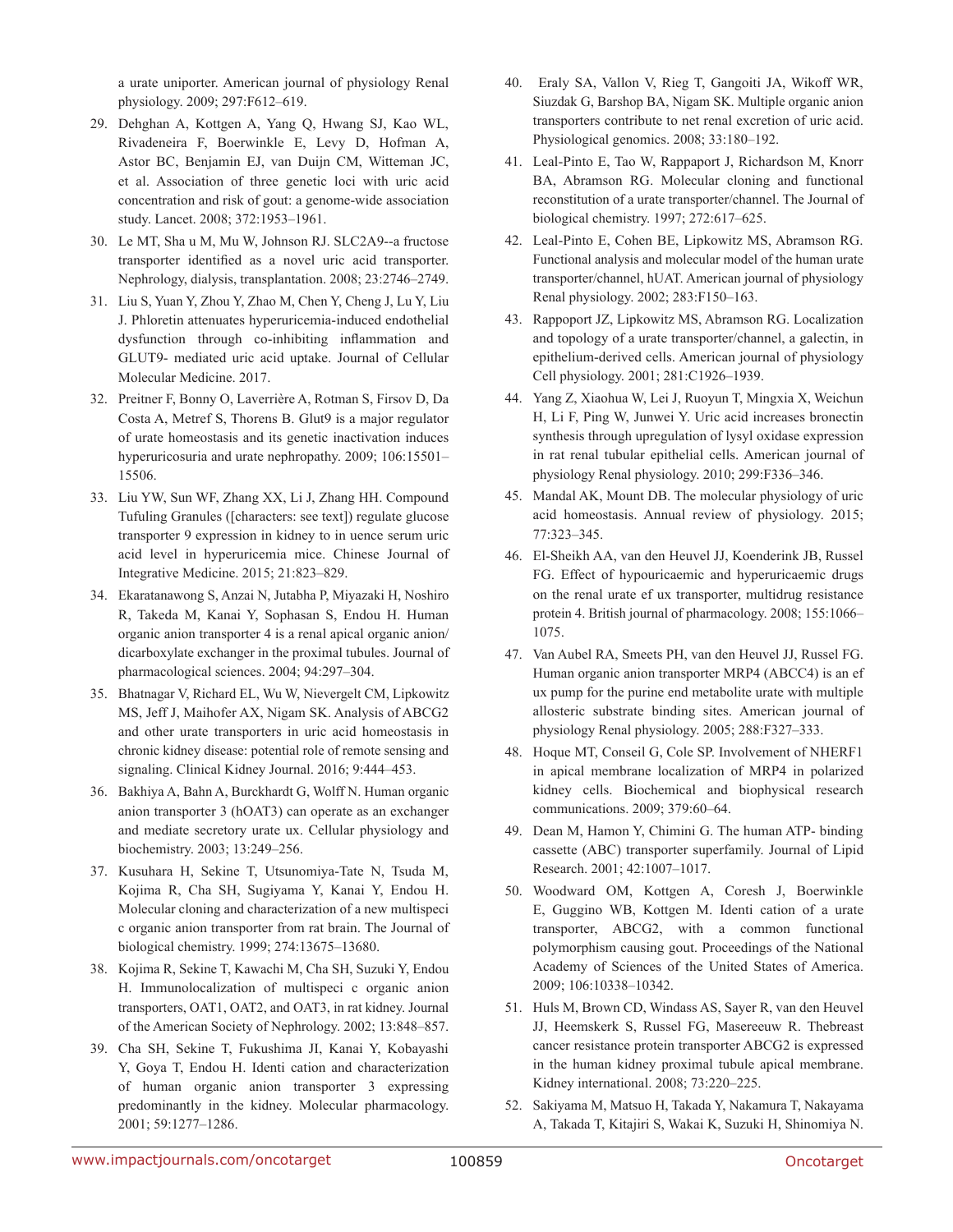a urate uniporter. American journal of physiology Renal physiology. 2009; 297:F612–619.

29. Dehghan A, Kottgen A, Yang Q, Hwang SJ, Kao WL, Rivadeneira F, Boerwinkle E, Levy D, Hofman A, Astor BC, Benjamin EJ, van Duijn CM, Witteman JC, et al. Association of three genetic loci with uric acid concentration and risk of gout: a genome-wide association study. Lancet. 2008; 372:1953–1961.

30. Le MT, Sha u M, Mu W, Johnson RJ. SLC2A9--a fructose transporter identified as a novel uric acid transporter. Nephrology, dialysis, transplantation. 2008; 23:2746–2749.

31. Liu S, Yuan Y, Zhou Y, Zhao M, Chen Y, Cheng J, Lu Y, Liu J. Phloretin attenuates hyperuricemia-induced endothelial dysfunction through co-inhibiting inflammation and GLUT9- mediated uric acid uptake. Journal of Cellular Molecular Medicine. 2017.

32. Preitner F, Bonny O, Laverrière A, Rotman S, Firsov D, Da Costa A, Metref S, Thorens B. Glut9 is a major regulator of urate homeostasis and its genetic inactivation induces hyperuricosuria and urate nephropathy. 2009; 106:15501–15506.

33. Liu YW, Sun WF, Zhang XX, Li J, Zhang HH. Compound Tufuling Granules ([characters: see text]) regulate glucose transporter 9 expression in kidney to in uence serum uric acid level in hyperuricemia mice. Chinese Journal of Integrative Medicine. 2015; 21:823–829.

34. Ekaratanawong S, Anzai N, Jutabha P, Miyazaki H, Noshiro R, Takeda M, Kanai Y, Sophasan S, Endou H. Human organic anion transporter 4 is a renal apical organic anion/dicarboxylate exchanger in the proximal tubules. Journal of pharmacological sciences. 2004; 94:297–304.

35. Bhatnagar V, Richard EL, Wu W, Nievergelt CM, Lipkowitz MS, Jeff J, Maihofer AX, Nigam SK. Analysis of ABCG2 and other urate transporters in uric acid homeostasis in chronic kidney disease: potential role of remote sensing and signaling. Clinical Kidney Journal. 2016; 9:444–453.

36. Bakhiya A, Bahn A, Burckhardt G, Wolff N. Human organic anion transporter 3 (hOAT3) can operate as an exchanger and mediate secretory urate ux. Cellular physiology and biochemistry. 2003; 13:249–256.

37. Kusuhara H, Sekine T, Utsunomiya-Tate N, Tsuda M, Kojima R, Cha SH, Sugiyama Y, Kanai Y, Endou H. Molecular cloning and characterization of a new multispeci c organic anion transporter from rat brain. The Journal of biological chemistry. 1999; 274:13675–13680.

38. Kojima R, Sekine T, Kawachi M, Cha SH, Suzuki Y, Endou H. Immunolocalization of multispeci c organic anion transporters, OAT1, OAT2, and OAT3, in rat kidney. Journal of the American Society of Nephrology. 2002; 13:848–857.

39. Cha SH, Sekine T, Fukushima JI, Kanai Y, Kobayashi Y, Goya T, Endou H. Identi cation and characterization of human organic anion transporter 3 expressing predominantly in the kidney. Molecular pharmacology. 2001; 59:1277–1286.

40. Eraly SA, Vallon V, Rieg T, Gangoiti JA, Wikoff WR, Siuzdak G, Barshop BA, Nigam SK. Multiple organic anion transporters contribute to net renal excretion of uric acid. Physiological genomics. 2008; 33:180–192.

41. Leal-Pinto E, Tao W, Rappaport J, Richardson M, Knorr BA, Abramson RG. Molecular cloning and functional reconstitution of a urate transporter/channel. The Journal of biological chemistry. 1997; 272:617–625.

42. Leal-Pinto E, Cohen BE, Lipkowitz MS, Abramson RG. Functional analysis and molecular model of the human urate transporter/channel, hUAT. American journal of physiology Renal physiology. 2002; 283:F150–163.

43. Rappoport JZ, Lipkowitz MS, Abramson RG. Localization and topology of a urate transporter/channel, a galectin, in epithelium-derived cells. American journal of physiology Cell physiology. 2001; 281:C1926–1939.

44. Yang Z, Xiaohua W, Lei J, Ruoyun T, Mingxia X, Weichun H, Li F, Ping W, Junwei Y. Uric acid increases bronectin synthesis through upregulation of lysyl oxidase expression in rat renal tubular epithelial cells. American journal of physiology Renal physiology. 2010; 299:F336–346.

45. Mandal AK, Mount DB. The molecular physiology of uric acid homeostasis. Annual review of physiology. 2015; 77:323–345.

46. El-Sheikh AA, van den Heuvel JJ, Koenderink JB, Russel FG. Effect of hypouricaemic and hyperuricaemic drugs on the renal urate ef ux transporter, multidrug resistance protein 4. British journal of pharmacology. 2008; 155:1066–1075.

47. Van Aubel RA, Smeets PH, van den Heuvel JJ, Russel FG. Human organic anion transporter MRP4 (ABCC4) is an ef ux pump for the purine end metabolite urate with multiple allosteric substrate binding sites. American journal of physiology Renal physiology. 2005; 288:F327–333.

48. Hoque MT, Conseil G, Cole SP. Involvement of NHERF1 in apical membrane localization of MRP4 in polarized kidney cells. Biochemical and biophysical research communications. 2009; 379:60–64.

49. Dean M, Hamon Y, Chimini G. The human ATP- binding cassette (ABC) transporter superfamily. Journal of Lipid Research. 2001; 42:1007–1017.

50. Woodward OM, Kottgen A, Coresh J, Boerwinkle E, Guggino WB, Kottgen M. Identi cation of a urate transporter, ABCG2, with a common functional polymorphism causing gout. Proceedings of the National Academy of Sciences of the United States of America. 2009; 106:10338–10342.

51. Huls M, Brown CD, Windass AS, Sayer R, van den Heuvel JJ, Heemskerk S, Russel FG, Masereeuw R. Thebreast cancer resistance protein transporter ABCG2 is expressed in the human kidney proximal tubule apical membrane. Kidney international. 2008; 73:220–225.

52. Sakiyama M, Matsuo H, Takada Y, Nakamura T, Nakayama A, Takada T, Kitajiri S, Wakai K, Suzuki H, Shinomiya N.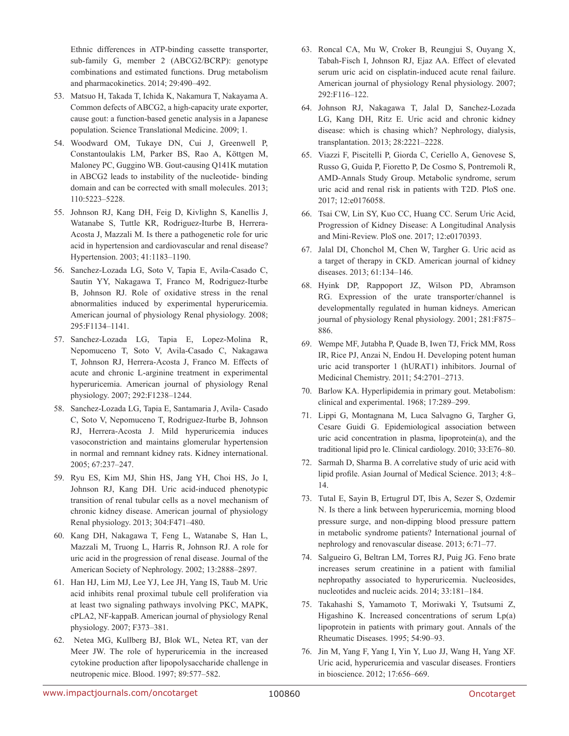Ethnic differences in ATP-binding cassette transporter, sub-family G, member 2 (ABCG2/BCRP): genotype combinations and estimated functions. Drug metabolism and pharmacokinetics. 2014; 29:490–492.

53. Matsuo H, Takada T, Ichida K, Nakamura T, Nakayama A. Common defects of ABCG2, a high-capacity urate exporter, cause gout: a function-based genetic analysis in a Japanese population. Science Translational Medicine. 2009; 1.

54. Woodward OM, Tukaye DN, Cui J, Greenwell P, Constantoulakis LM, Parker BS, Rao A, Köttgen M, Maloney PC, Guggino WB. Gout-causing Q141K mutation in ABCG2 leads to instability of the nucleotide- binding domain and can be corrected with small molecules. 2013; 110:5223–5228.

55. Johnson RJ, Kang DH, Feig D, Kivlighn S, Kanellis J, Watanabe S, Tuttle KR, Rodriguez-Iturbe B, Herrera-Acosta J, Mazzali M. Is there a pathogenetic role for uric acid in hypertension and cardiovascular and renal disease? Hypertension. 2003; 41:1183–1190.

56. Sanchez-Lozada LG, Soto V, Tapia E, Avila-Casado C, Sautin YY, Nakagawa T, Franco M, Rodriguez-Iturbe B, Johnson RJ. Role of oxidative stress in the renal abnormalities induced by experimental hyperuricemia. American journal of physiology Renal physiology. 2008; 295:F1134–1141.

57. Sanchez-Lozada LG, Tapia E, Lopez-Molina R, Nepomuceno T, Soto V, Avila-Casado C, Nakagawa T, Johnson RJ, Herrera-Acosta J, Franco M. Effects of acute and chronic L-arginine treatment in experimental hyperuricemia. American journal of physiology Renal physiology. 2007; 292:F1238–1244.

58. Sanchez-Lozada LG, Tapia E, Santamaria J, Avila- Casado C, Soto V, Nepomuceno T, Rodriguez-Iturbe B, Johnson RJ, Herrera-Acosta J. Mild hyperuricemia induces vasoconstriction and maintains glomerular hypertension in normal and remnant kidney rats. Kidney international. 2005; 67:237–247.

59. Ryu ES, Kim MJ, Shin HS, Jang YH, Choi HS, Jo I, Johnson RJ, Kang DH. Uric acid-induced phenotypic transition of renal tubular cells as a novel mechanism of chronic kidney disease. American journal of physiology Renal physiology. 2013; 304:F471–480.

60. Kang DH, Nakagawa T, Feng L, Watanabe S, Han L, Mazzali M, Truong L, Harris R, Johnson RJ. A role for uric acid in the progression of renal disease. Journal of the American Society of Nephrology. 2002; 13:2888–2897.

61. Han HJ, Lim MJ, Lee YJ, Lee JH, Yang IS, Taub M. Uric acid inhibits renal proximal tubule cell proliferation via at least two signaling pathways involving PKC, MAPK, cPLA2, NF-kappaB. American journal of physiology Renal physiology. 2007; F373–381.

62. Netea MG, Kullberg BJ, Blok WL, Netea RT, van der Meer JW. The role of hyperuricemia in the increased cytokine production after lipopolysaccharide challenge in neutropenic mice. Blood. 1997; 89:577–582.

63. Roncal CA, Mu W, Croker B, Reungjui S, Ouyang X, Tabah-Fisch I, Johnson RJ, Ejaz AA. Effect of elevated serum uric acid on cisplatin-induced acute renal failure. American journal of physiology Renal physiology. 2007; 292:F116–122.

64. Johnson RJ, Nakagawa T, Jalal D, Sanchez-Lozada LG, Kang DH, Ritz E. Uric acid and chronic kidney disease: which is chasing which? Nephrology, dialysis, transplantation. 2013; 28:2221–2228.

65. Viazzi F, Piscitelli P, Giorda C, Ceriello A, Genovese S, Russo G, Guida P, Fioretto P, De Cosmo S, Pontremoli R, AMD-Annals Study Group. Metabolic syndrome, serum uric acid and renal risk in patients with T2D. PloS one. 2017; 12:e0176058.

66. Tsai CW, Lin SY, Kuo CC, Huang CC. Serum Uric Acid, Progression of Kidney Disease: A Longitudinal Analysis and Mini-Review. PloS one. 2017; 12:e0170393.

67. Jalal DI, Chonchol M, Chen W, Targher G. Uric acid as a target of therapy in CKD. American journal of kidney diseases. 2013; 61:134–146.

68. Hyink DP, Rappoport JZ, Wilson PD, Abramson RG. Expression of the urate transporter/channel is developmentally regulated in human kidneys. American journal of physiology Renal physiology. 2001; 281:F875–886.

69. Wempe MF, Jutabha P, Quade B, Iwen TJ, Frick MM, Ross IR, Rice PJ, Anzai N, Endou H. Developing potent human uric acid transporter 1 (hURAT1) inhibitors. Journal of Medicinal Chemistry. 2011; 54:2701–2713.

70. Barlow KA. Hyperlipidemia in primary gout. Metabolism: clinical and experimental. 1968; 17:289–299.

71. Lippi G, Montagnana M, Luca Salvagno G, Targher G, Cesare Guidi G. Epidemiological association between uric acid concentration in plasma, lipoprotein(a), and the traditional lipid pro le. Clinical cardiology. 2010; 33:E76–80.

72. Sarmah D, Sharma B. A correlative study of uric acid with lipid profile. Asian Journal of Medical Science. 2013; 4:8–14.

73. Tutal E, Sayin B, Ertugrul DT, Ibis A, Sezer S, Ozdemir N. Is there a link between hyperuricemia, morning blood pressure surge, and non-dipping blood pressure pattern in metabolic syndrome patients? International journal of nephrology and renovascular disease. 2013; 6:71–77.

74. Salgueiro G, Beltran LM, Torres RJ, Puig JG. Feno brate increases serum creatinine in a patient with familial nephropathy associated to hyperuricemia. Nucleosides, nucleotides and nucleic acids. 2014; 33:181–184.

75. Takahashi S, Yamamoto T, Moriwaki Y, Tsutsumi Z, Higashino K. Increased concentrations of serum Lp(a) lipoprotein in patients with primary gout. Annals of the Rheumatic Diseases. 1995; 54:90–93.

76. Jin M, Yang F, Yang I, Yin Y, Luo JJ, Wang H, Yang XF. Uric acid, hyperuricemia and vascular diseases. Frontiers in bioscience. 2012; 17:656–669.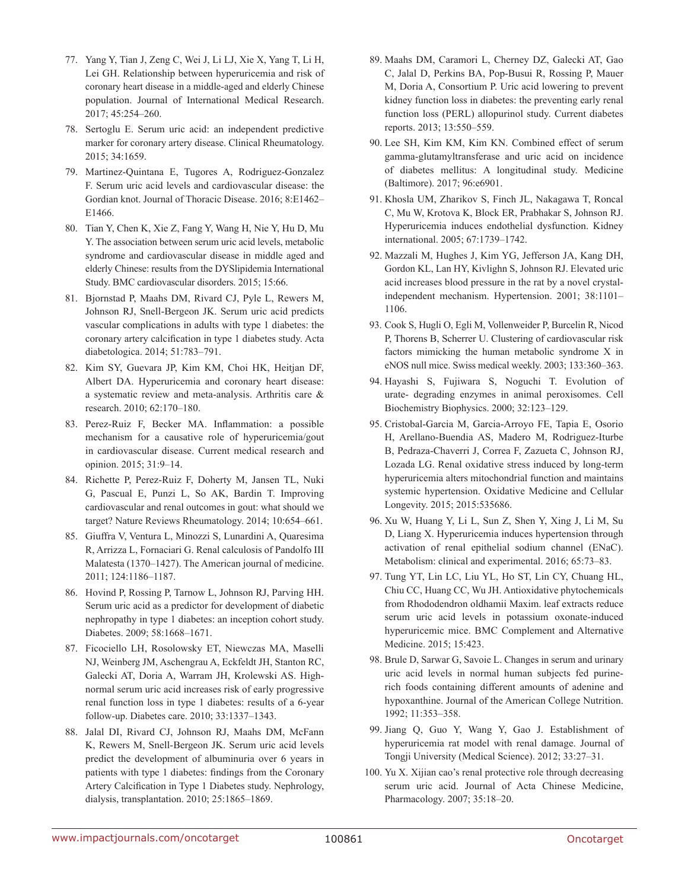77. Yang Y, Tian J, Zeng C, Wei J, Li LJ, Xie X, Yang T, Li H, Lei GH. Relationship between hyperuricemia and risk of coronary heart disease in a middle-aged and elderly Chinese population. Journal of International Medical Research. 2017; 45:254–260.

78. Sertoglu E. Serum uric acid: an independent predictive marker for coronary artery disease. Clinical Rheumatology. 2015; 34:1659.

79. Martinez-Quintana E, Tugores A, Rodriguez-Gonzalez F. Serum uric acid levels and cardiovascular disease: the Gordian knot. Journal of Thoracic Disease. 2016; 8:E1462–E1466.

80. Tian Y, Chen K, Xie Z, Fang Y, Wang H, Nie Y, Hu D, Mu Y. The association between serum uric acid levels, metabolic syndrome and cardiovascular disease in middle aged and elderly Chinese: results from the DYSlipidemia International Study. BMC cardiovascular disorders. 2015; 15:66.

81. Bjornstad P, Maahs DM, Rivard CJ, Pyle L, Rewers M, Johnson RJ, Snell-Bergeon JK. Serum uric acid predicts vascular complications in adults with type 1 diabetes: the coronary artery calcification in type 1 diabetes study. Acta diabetologica. 2014; 51:783–791.

82. Kim SY, Guevara JP, Kim KM, Choi HK, Heitjan DF, Albert DA. Hyperuricemia and coronary heart disease: a systematic review and meta-analysis. Arthritis care & research. 2010; 62:170–180.

83. Perez-Ruiz F, Becker MA. Inflammation: a possible mechanism for a causative role of hyperuricemia/gout in cardiovascular disease. Current medical research and opinion. 2015; 31:9–14.

84. Richette P, Perez-Ruiz F, Doherty M, Jansen TL, Nuki G, Pascual E, Punzi L, So AK, Bardin T. Improving cardiovascular and renal outcomes in gout: what should we target? Nature Reviews Rheumatology. 2014; 10:654–661.

85. Giuffra V, Ventura L, Minozzi S, Lunardini A, Quaresima R, Arrizza L, Fornaciari G. Renal calculosis of Pandolfo III Malatesta (1370–1427). The American journal of medicine. 2011; 124:1186–1187.

86. Hovind P, Rossing P, Tarnow L, Johnson RJ, Parving HH. Serum uric acid as a predictor for development of diabetic nephropathy in type 1 diabetes: an inception cohort study. Diabetes. 2009; 58:1668–1671.

87. Ficociello LH, Rosolowsky ET, Niewczas MA, Maselli NJ, Weinberg JM, Aschengrau A, Eckfeldt JH, Stanton RC, Galecki AT, Doria A, Warram JH, Krolewski AS. High-normal serum uric acid increases risk of early progressive renal function loss in type 1 diabetes: results of a 6-year follow-up. Diabetes care. 2010; 33:1337–1343.

88. Jalal DI, Rivard CJ, Johnson RJ, Maahs DM, McFann K, Rewers M, Snell-Bergeon JK. Serum uric acid levels predict the development of albuminuria over 6 years in patients with type 1 diabetes: findings from the Coronary Artery Calcification in Type 1 Diabetes study. Nephrology, dialysis, transplantation. 2010; 25:1865–1869.

89. Maahs DM, Caramori L, Cherney DZ, Galecki AT, Gao C, Jalal D, Perkins BA, Pop-Busui R, Rossing P, Mauer M, Doria A, Consortium P. Uric acid lowering to prevent kidney function loss in diabetes: the preventing early renal function loss (PERL) allopurinol study. Current diabetes reports. 2013; 13:550–559.

90. Lee SH, Kim KM, Kim KN. Combined effect of serum gamma-glutamyltransferase and uric acid on incidence of diabetes mellitus: A longitudinal study. Medicine (Baltimore). 2017; 96:e6901.

91. Khosla UM, Zharikov S, Finch JL, Nakagawa T, Roncal C, Mu W, Krotova K, Block ER, Prabhakar S, Johnson RJ. Hyperuricemia induces endothelial dysfunction. Kidney international. 2005; 67:1739–1742.

92. Mazzali M, Hughes J, Kim YG, Jefferson JA, Kang DH, Gordon KL, Lan HY, Kivlighn S, Johnson RJ. Elevated uric acid increases blood pressure in the rat by a novel crystal-independent mechanism. Hypertension. 2001; 38:1101–1106.

93. Cook S, Hugli O, Egli M, Vollenweider P, Burcelin R, Nicod P, Thorens B, Scherrer U. Clustering of cardiovascular risk factors mimicking the human metabolic syndrome X in eNOS null mice. Swiss medical weekly. 2003; 133:360–363.

94. Hayashi S, Fujiwara S, Noguchi T. Evolution of urate- degrading enzymes in animal peroxisomes. Cell Biochemistry Biophysics. 2000; 32:123–129.

95. Cristobal-Garcia M, Garcia-Arroyo FE, Tapia E, Osorio H, Arellano-Buendia AS, Madero M, Rodriguez-Iturbe B, Pedraza-Chaverri J, Correa F, Zazueta C, Johnson RJ, Lozada LG. Renal oxidative stress induced by long-term hyperuricemia alters mitochondrial function and maintains systemic hypertension. Oxidative Medicine and Cellular Longevity. 2015; 2015:535686.

96. Xu W, Huang Y, Li L, Sun Z, Shen Y, Xing J, Li M, Su D, Liang X. Hyperuricemia induces hypertension through activation of renal epithelial sodium channel (ENaC). Metabolism: clinical and experimental. 2016; 65:73–83.

97. Tung YT, Lin LC, Liu YL, Ho ST, Lin CY, Chuang HL, Chiu CC, Huang CC, Wu JH. Antioxidative phytochemicals from Rhododendron oldhamii Maxim. leaf extracts reduce serum uric acid levels in potassium oxonate-induced hyperuricemic mice. BMC Complement and Alternative Medicine. 2015; 15:423.

98. Brule D, Sarwar G, Savoie L. Changes in serum and urinary uric acid levels in normal human subjects fed purine-rich foods containing different amounts of adenine and hypoxanthine. Journal of the American College Nutrition. 1992; 11:353–358.

99. Jiang Q, Guo Y, Wang Y, Gao J. Establishment of hyperuricemia rat model with renal damage. Journal of Tongji University (Medical Science). 2012; 33:27–31.

100. Yu X. Xijian cao's renal protective role through decreasing serum uric acid. Journal of Acta Chinese Medicine, Pharmacology. 2007; 35:18–20.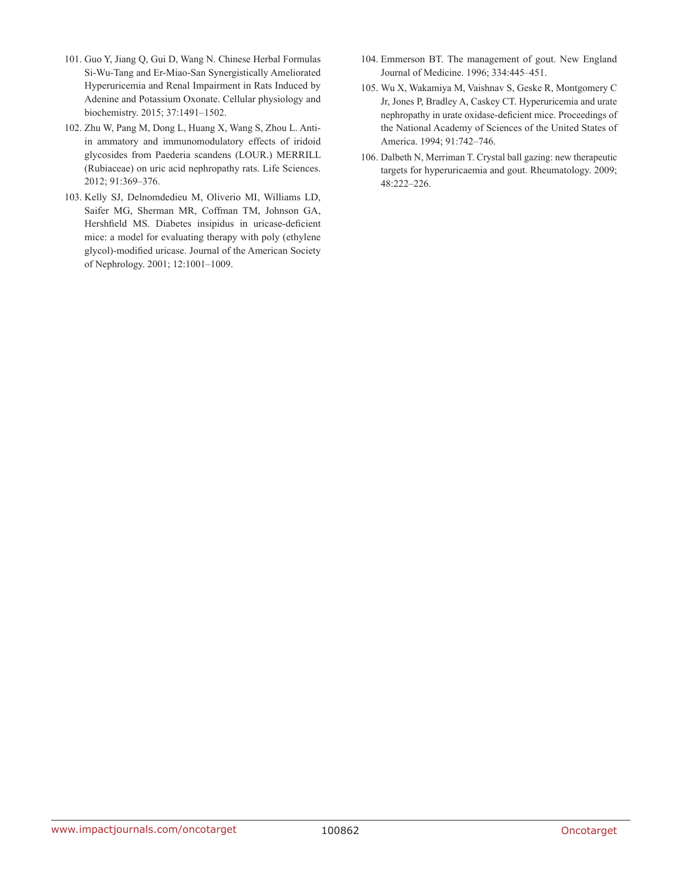101. Guo Y, Jiang Q, Gui D, Wang N. Chinese Herbal Formulas Si-Wu-Tang and Er-Miao-San Synergistically Ameliorated Hyperuricemia and Renal Impairment in Rats Induced by Adenine and Potassium Oxonate. Cellular physiology and biochemistry. 2015; 37:1491–1502.

102. Zhu W, Pang M, Dong L, Huang X, Wang S, Zhou L. Anti-in ammatory and immunomodulatory effects of iridoid glycosides from Paederia scandens (LOUR.) MERRILL (Rubiaceae) on uric acid nephropathy rats. Life Sciences. 2012; 91:369–376.

103. Kelly SJ, Delnomdedieu M, Oliverio MI, Williams LD, Saifer MG, Sherman MR, Coffman TM, Johnson GA, Hershfield MS. Diabetes insipidus in uricase-deficient mice: a model for evaluating therapy with poly (ethylene glycol)-modified uricase. Journal of the American Society of Nephrology. 2001; 12:1001–1009.

104. Emmerson BT. The management of gout. New England Journal of Medicine. 1996; 334:445–451.

105. Wu X, Wakamiya M, Vaishnav S, Geske R, Montgomery C Jr, Jones P, Bradley A, Caskey CT. Hyperuricemia and urate nephropathy in urate oxidase-deficient mice. Proceedings of the National Academy of Sciences of the United States of America. 1994; 91:742–746.

106. Dalbeth N, Merriman T. Crystal ball gazing: new therapeutic targets for hyperuricaemia and gout. Rheumatology. 2009; 48:222–226.